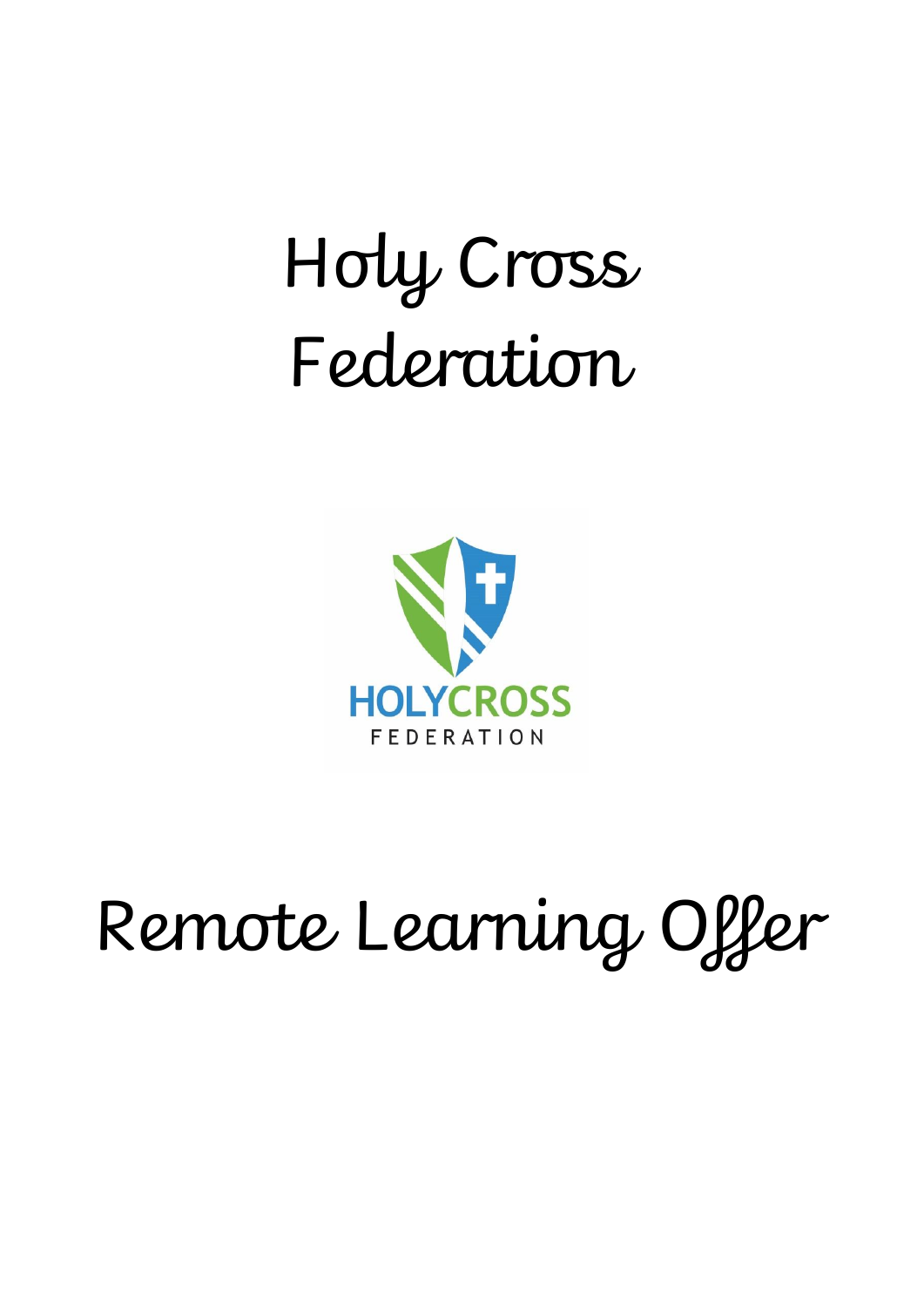# Holy Cross Federation

# Remote Learning Offer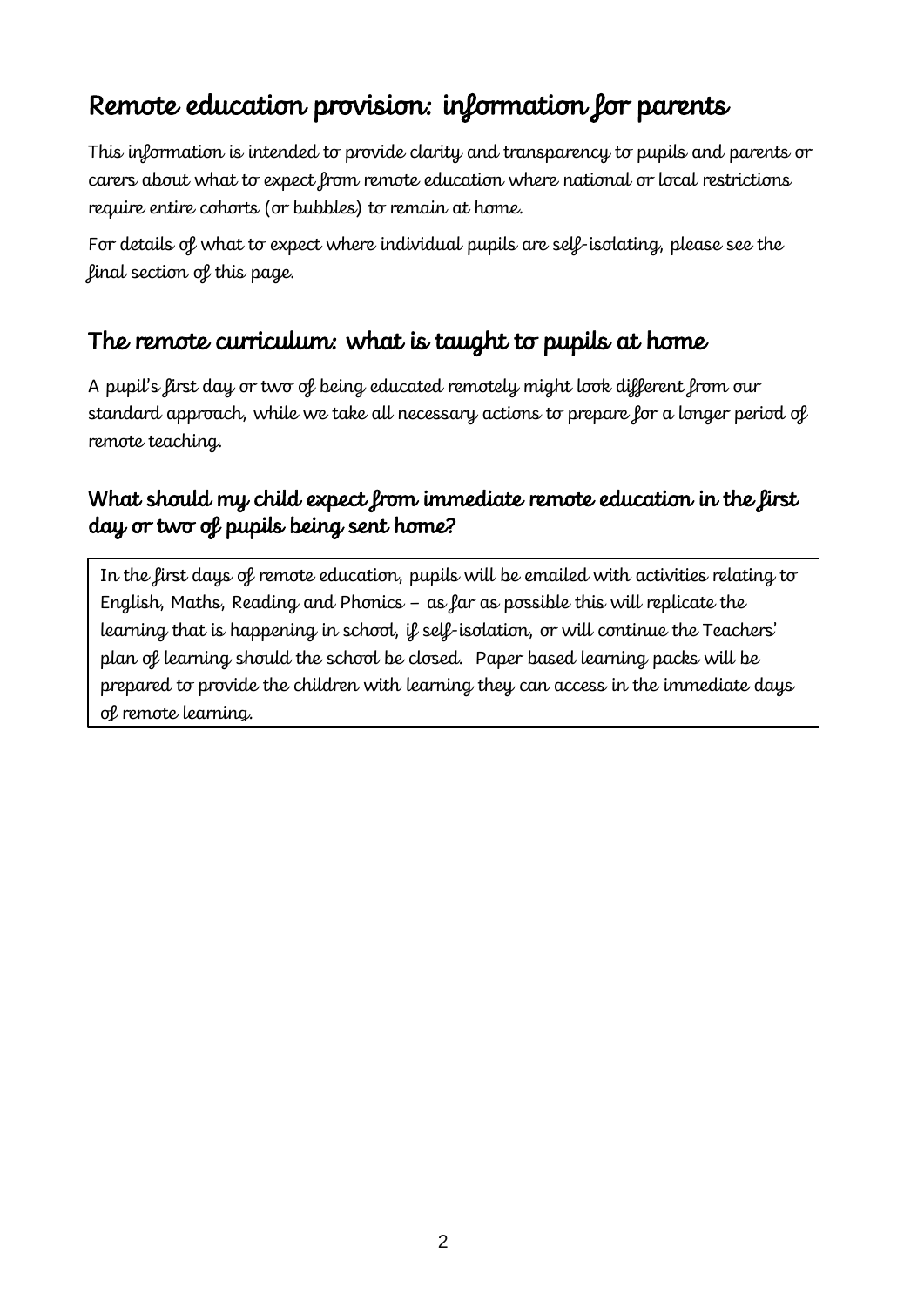# Remote education provision: information for parents

This information is intended to provide clarity and transparency to pupils and parents or carers about what to expect from remote education where national or local restrictions require entire cohorts (or bubbles) to remain at home.

For details of what to expect where individual pupils are self-isolating, please see the final section of this page.

## The remote curriculum: what is taught to pupils at home

A pupil's first day or two of being educated remotely might look different from our standard approach, while we take all necessary actions to prepare for a longer period of remote teaching.

### What should my child expect from immediate remote education in the first day or two of pupils being sent home?

In the first days of remote education, pupils will be emailed with activities relating to English, Maths, Reading and Phonics – as far as possible this will replicate the learning that is happening in school, if self-isolation, or will continue the Teachers' plan of learning should the school be closed. Paper based learning packs will be prepared to provide the children with learning they can access in the immediate days of remote learning.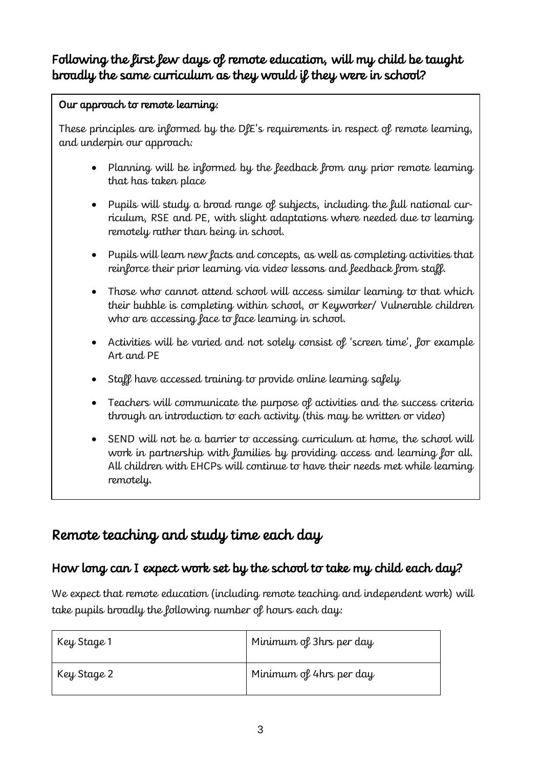### Following the first few days of remote education, will my child be taught broadly the same curriculum as they would if they were in school?

**Our approach to remote learning:**

These principles are informed by the DfE's requirements in respect of remote learning, and underpin our approach:

- Planning will be informed by the feedback from any prior remote learning that has taken place
- Pupils will study a broad range of subjects, including the full national curriculum, RSE and PE, with slight adaptations where needed due to learning remotely rather than being in school.
- Pupils will learn new facts and concepts, as well as completing activities that reinforce their prior learning via video lessons and feedback from staff.
- Those who cannot attend school will access similar learning to that which their bubble is completing within school, or Keyworker/ Vulnerable children who are accessing face to face learning in school.
- Activities will be varied and not solely consist of 'screen time', for example Art and PE
- Staff have accessed training to provide online learning safely
- Teachers will communicate the purpose of activities and the success criteria through an introduction to each activity (this may be written or video)
- SEND will not be a barrier to accessing curriculum at home, the school will work in partnership with families by providing access and learning for all. All children with EHCPs will continue to have their needs met while learning remotely.

## Remote teaching and study time each day

### How long can I expect work set by the school to take my child each day?

We expect that remote education (including remote teaching and independent work) will take pupils broadly the following number of hours each day:

| Key Stage 1 | Minimum of 3hrs per day |
|---|---|
| Key Stage 2 | Minimum of 4hrs per day |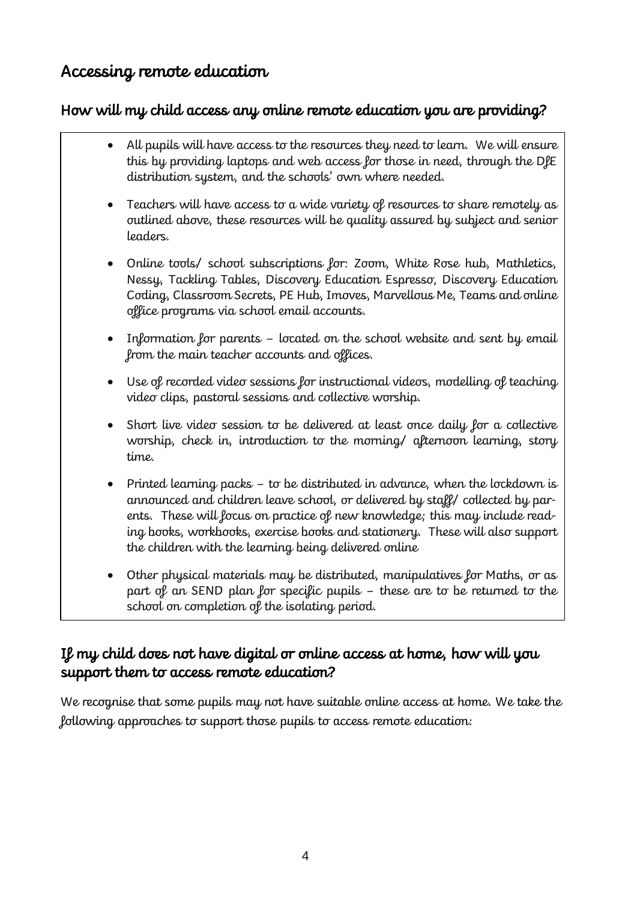## Accessing remote education

### How will my child access any online remote education you are providing?

- All pupils will have access to the resources they need to learn. We will ensure this by providing laptops and web access for those in need, through the DfE distribution system, and the schools' own where needed.
- Teachers will have access to a wide variety of resources to share remotely as outlined above, these resources will be quality assured by subject and senior leaders.
- Online tools/ school subscriptions for: Zoom, White Rose hub, Mathletics, Nessy, Tackling Tables, Discovery Education Espresso, Discovery Education Coding, Classroom Secrets, PE Hub, Imoves, Marvellous Me, Teams and online office programs via school email accounts.
- Information for parents – located on the school website and sent by email from the main teacher accounts and offices.
- Use of recorded video sessions for instructional videos, modelling of teaching video clips, pastoral sessions and collective worship.
- Short live video session to be delivered at least once daily for a collective worship, check in, introduction to the morning/ afternoon learning, story time.
- Printed learning packs – to be distributed in advance, when the lockdown is announced and children leave school, or delivered by staff/ collected by parents. These will focus on practice of new knowledge; this may include reading books, workbooks, exercise books and stationery. These will also support the children with the learning being delivered online
- Other physical materials may be distributed, manipulatives for Maths, or as part of an SEND plan for specific pupils – these are to be returned to the school on completion of the isolating period.

### If my child does not have digital or online access at home, how will you support them to access remote education?

We recognise that some pupils may not have suitable online access at home. We take the following approaches to support those pupils to access remote education: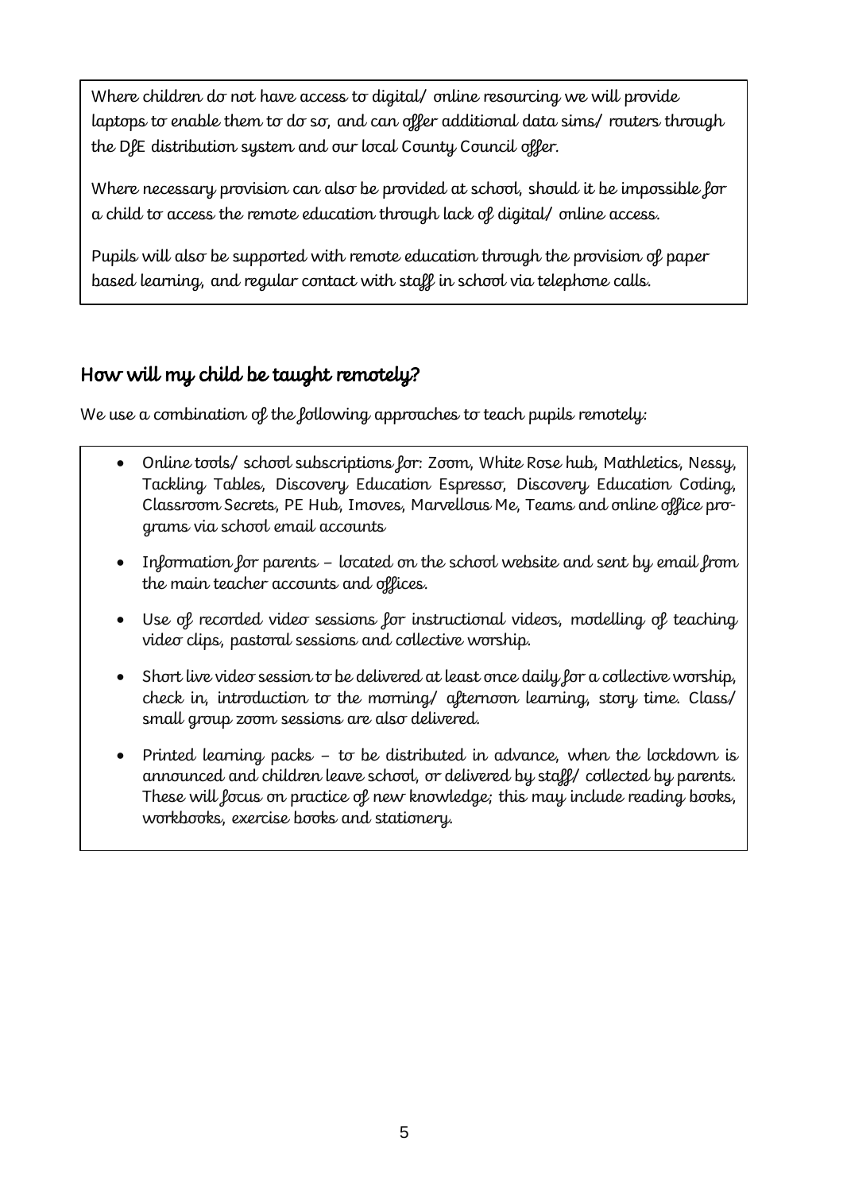Where children do not have access to digital/ online resourcing we will provide laptops to enable them to do so, and can offer additional data sims/ routers through the DfE distribution system and our local County Council offer.

Where necessary provision can also be provided at school, should it be impossible for a child to access the remote education through lack of digital/ online access.

Pupils will also be supported with remote education through the provision of paper based learning, and regular contact with staff in school via telephone calls.

## How will my child be taught remotely?

We use a combination of the following approaches to teach pupils remotely:

- Online tools/ school subscriptions for: Zoom, White Rose hub, Mathletics, Nessy, Tackling Tables, Discovery Education Espresso, Discovery Education Coding, Classroom Secrets, PE Hub, Imoves, Marvellous Me, Teams and online office programs via school email accounts
- Information for parents – located on the school website and sent by email from the main teacher accounts and offices.
- Use of recorded video sessions for instructional videos, modelling of teaching video clips, pastoral sessions and collective worship.
- Short live video session to be delivered at least once daily for a collective worship, check in, introduction to the morning/ afternoon learning, story time. Class/ small group zoom sessions are also delivered.
- Printed learning packs – to be distributed in advance, when the lockdown is announced and children leave school, or delivered by staff/ collected by parents. These will focus on practice of new knowledge; this may include reading books, workbooks, exercise books and stationery.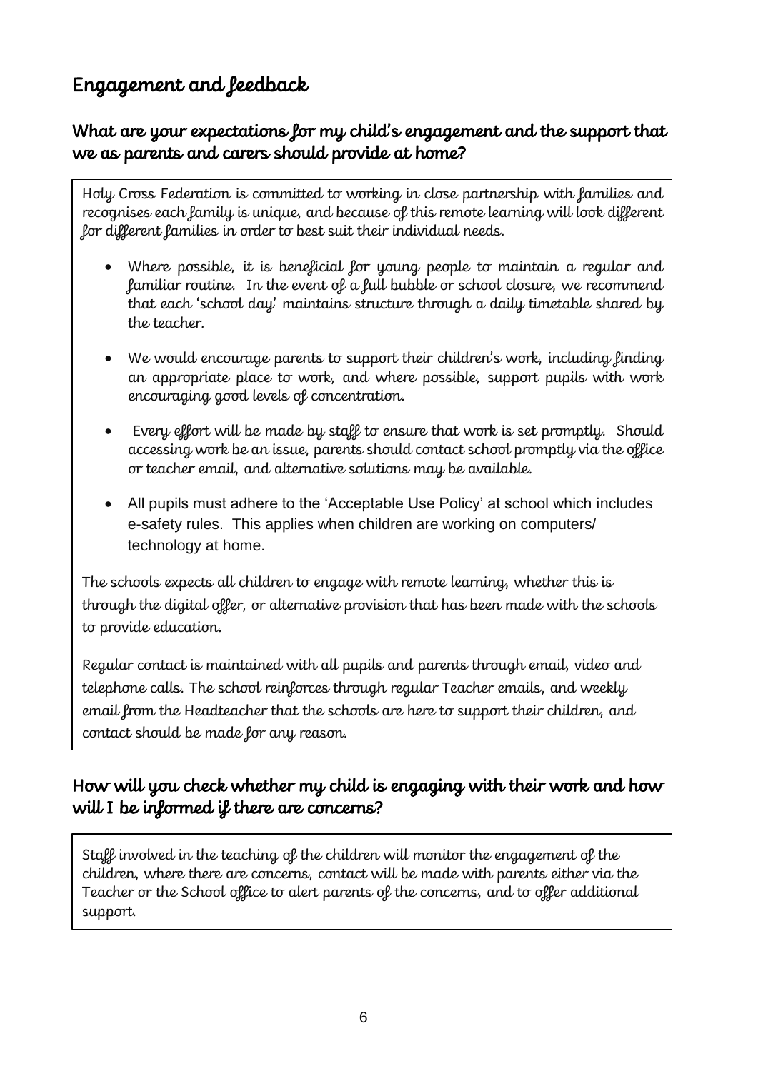## Engagement and feedback

### What are your expectations for my child's engagement and the support that we as parents and carers should provide at home?

Holy Cross Federation is committed to working in close partnership with families and recognises each family is unique, and because of this remote learning will look different for different families in order to best suit their individual needs.

- Where possible, it is beneficial for young people to maintain a regular and familiar routine. In the event of a full bubble or school closure, we recommend that each 'school day' maintains structure through a daily timetable shared by the teacher.
- We would encourage parents to support their children's work, including finding an appropriate place to work, and where possible, support pupils with work encouraging good levels of concentration.
- Every effort will be made by staff to ensure that work is set promptly. Should accessing work be an issue, parents should contact school promptly via the office or teacher email, and alternative solutions may be available.
- All pupils must adhere to the 'Acceptable Use Policy' at school which includes e-safety rules. This applies when children are working on computers/ technology at home.

The schools expects all children to engage with remote learning, whether this is through the digital offer, or alternative provision that has been made with the schools to provide education.

Regular contact is maintained with all pupils and parents through email, video and telephone calls. The school reinforces through regular Teacher emails, and weekly email from the Headteacher that the schools are here to support their children, and contact should be made for any reason.

### How will you check whether my child is engaging with their work and how will I be informed if there are concerns?

Staff involved in the teaching of the children will monitor the engagement of the children, where there are concerns, contact will be made with parents either via the Teacher or the School office to alert parents of the concerns, and to offer additional support.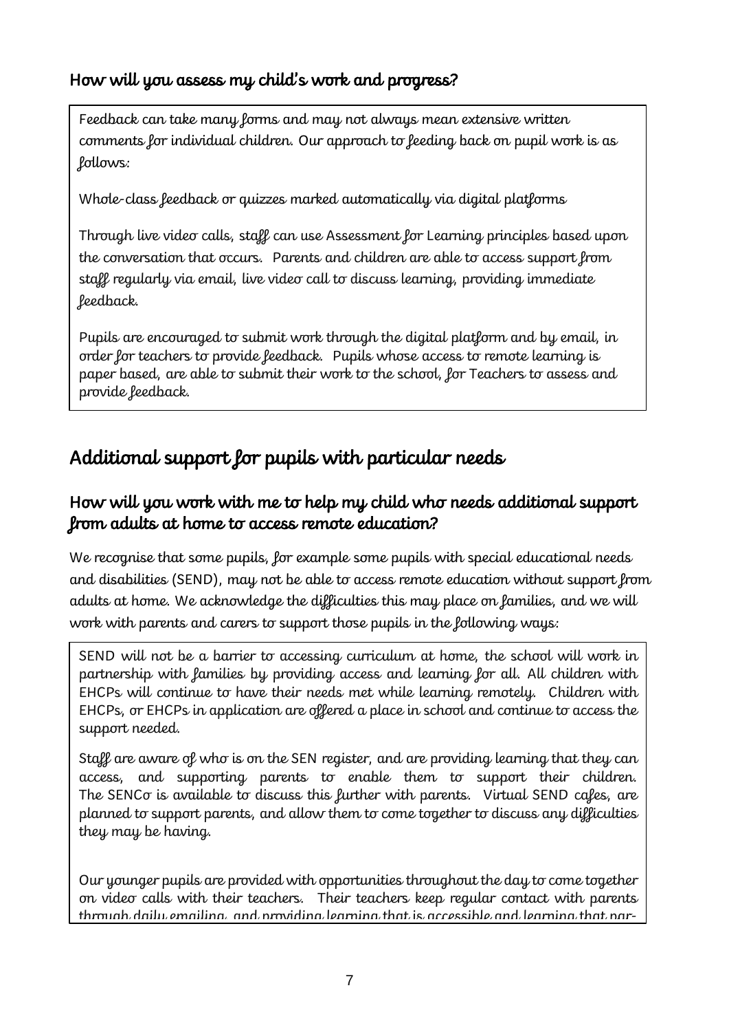### How will you assess my child's work and progress?

Feedback can take many forms and may not always mean extensive written comments for individual children. Our approach to feeding back on pupil work is as follows:

Whole-class feedback or quizzes marked automatically via digital platforms

Through live video calls, staff can use Assessment for Learning principles based upon the conversation that occurs. Parents and children are able to access support from staff regularly via email, live video call to discuss learning, providing immediate feedback.

Pupils are encouraged to submit work through the digital platform and by email, in order for teachers to provide feedback. Pupils whose access to remote learning is paper based, are able to submit their work to the school, for Teachers to assess and provide feedback.

## Additional support for pupils with particular needs

### How will you work with me to help my child who needs additional support from adults at home to access remote education?

We recognise that some pupils, for example some pupils with special educational needs and disabilities (SEND), may not be able to access remote education without support from adults at home. We acknowledge the difficulties this may place on families, and we will work with parents and carers to support those pupils in the following ways:

SEND will not be a barrier to accessing curriculum at home, the school will work in partnership with families by providing access and learning for all. All children with EHCPs will continue to have their needs met while learning remotely. Children with EHCPs, or EHCPs in application are offered a place in school and continue to access the support needed.

Staff are aware of who is on the SEN register, and are providing learning that they can access, and supporting parents to enable them to support their children. The SENCo is available to discuss this further with parents. Virtual SEND cafes, are planned to support parents, and allow them to come together to discuss any difficulties they may be having.

Our younger pupils are provided with opportunities throughout the day to come together on video calls with their teachers. Their teachers keep regular contact with parents through daily emailing, and providing learning that is accessible and learning that par-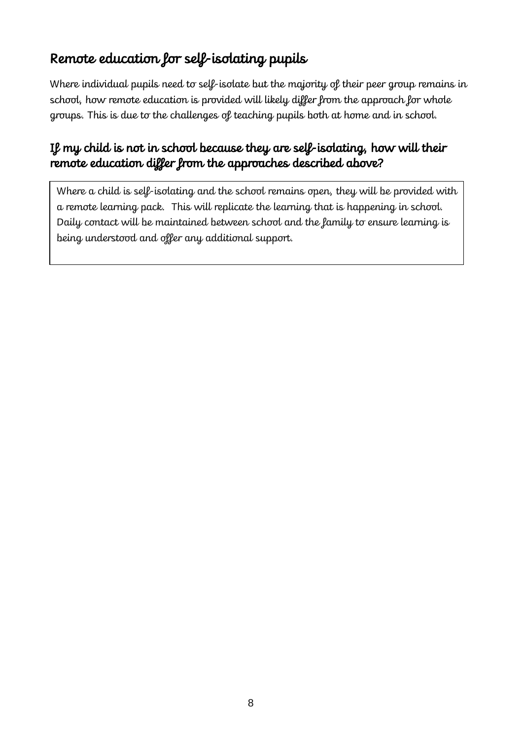## Remote education for self-isolating pupils

Where individual pupils need to self-isolate but the majority of their peer group remains in school, how remote education is provided will likely differ from the approach for whole groups. This is due to the challenges of teaching pupils both at home and in school.

### If my child is not in school because they are self-isolating, how will their remote education differ from the approaches described above?

Where a child is self-isolating and the school remains open, they will be provided with a remote learning pack. This will replicate the learning that is happening in school. Daily contact will be maintained between school and the family to ensure learning is being understood and offer any additional support.